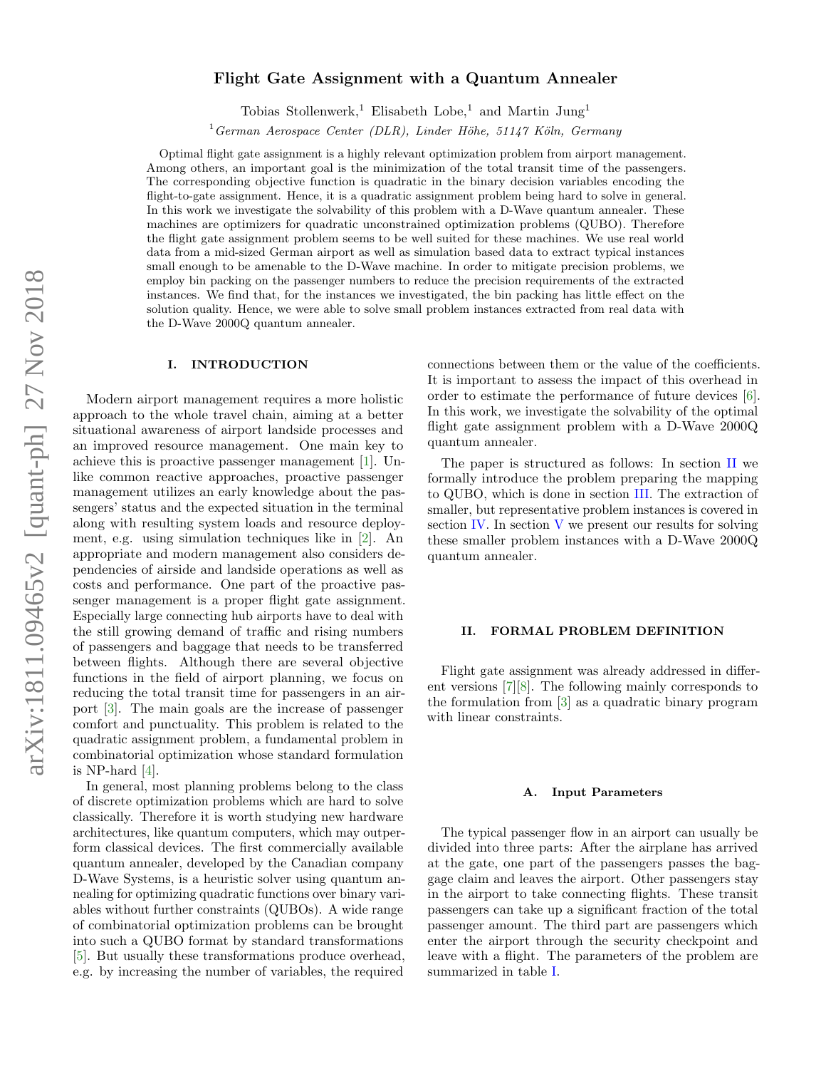# Flight Gate Assignment with a Quantum Annealer

Tobias Stollenwerk,[1] Elisabeth Lobe,[1] and Martin Jung[1]

[1] *German Aerospace Center (DLR), Linder Höhe, 51147 Köln, Germany*

Optimal flight gate assignment is a highly relevant optimization problem from airport management. Among others, an important goal is the minimization of the total transit time of the passengers. The corresponding objective function is quadratic in the binary decision variables encoding the flight-to-gate assignment. Hence, it is a quadratic assignment problem being hard to solve in general. In this work we investigate the solvability of this problem with a D-Wave quantum annealer. These machines are optimizers for quadratic unconstrained optimization problems (QUBO). Therefore the flight gate assignment problem seems to be well suited for these machines. We use real world data from a mid-sized German airport as well as simulation based data to extract typical instances small enough to be amenable to the D-Wave machine. In order to mitigate precision problems, we employ bin packing on the passenger numbers to reduce the precision requirements of the extracted instances. We find that, for the instances we investigated, the bin packing has little effect on the solution quality. Hence, we were able to solve small problem instances extracted from real data with the D-Wave 2000Q quantum annealer.

## I. INTRODUCTION

Modern airport management requires a more holistic approach to the whole travel chain, aiming at a better situational awareness of airport landside processes and an improved resource management. One main key to achieve this is proactive passenger management [1]. Unlike common reactive approaches, proactive passenger management utilizes an early knowledge about the passengers' status and the expected situation in the terminal along with resulting system loads and resource deployment, e.g. using simulation techniques like in [2]. An appropriate and modern management also considers dependencies of airside and landside operations as well as costs and performance. One part of the proactive passenger management is a proper flight gate assignment. Especially large connecting hub airports have to deal with the still growing demand of traffic and rising numbers of passengers and baggage that needs to be transferred between flights. Although there are several objective functions in the field of airport planning, we focus on reducing the total transit time for passengers in an airport [3]. The main goals are the increase of passenger comfort and punctuality. This problem is related to the quadratic assignment problem, a fundamental problem in combinatorial optimization whose standard formulation is NP-hard [4].

In general, most planning problems belong to the class of discrete optimization problems which are hard to solve classically. Therefore it is worth studying new hardware architectures, like quantum computers, which may outperform classical devices. The first commercially available quantum annealer, developed by the Canadian company D-Wave Systems, is a heuristic solver using quantum annealing for optimizing quadratic functions over binary variables without further constraints (QUBOs). A wide range of combinatorial optimization problems can be brought into such a QUBO format by standard transformations [5]. But usually these transformations produce overhead, e.g. by increasing the number of variables, the required connections between them or the value of the coefficients. It is important to assess the impact of this overhead in order to estimate the performance of future devices [6]. In this work, we investigate the solvability of the optimal flight gate assignment problem with a D-Wave 2000Q quantum annealer.

The paper is structured as follows: In section II we formally introduce the problem preparing the mapping to QUBO, which is done in section III. The extraction of smaller, but representative problem instances is covered in section IV. In section V we present our results for solving these smaller problem instances with a D-Wave 2000Q quantum annealer.

## II. FORMAL PROBLEM DEFINITION

Flight gate assignment was already addressed in different versions [7][8]. The following mainly corresponds to the formulation from [3] as a quadratic binary program with linear constraints.

### A. Input Parameters

The typical passenger flow in an airport can usually be divided into three parts: After the airplane has arrived at the gate, one part of the passengers passes the baggage claim and leaves the airport. Other passengers stay in the airport to take connecting flights. These transit passengers can take up a significant fraction of the total passenger amount. The third part are passengers which enter the airport through the security checkpoint and leave with a flight. The parameters of the problem are summarized in table I.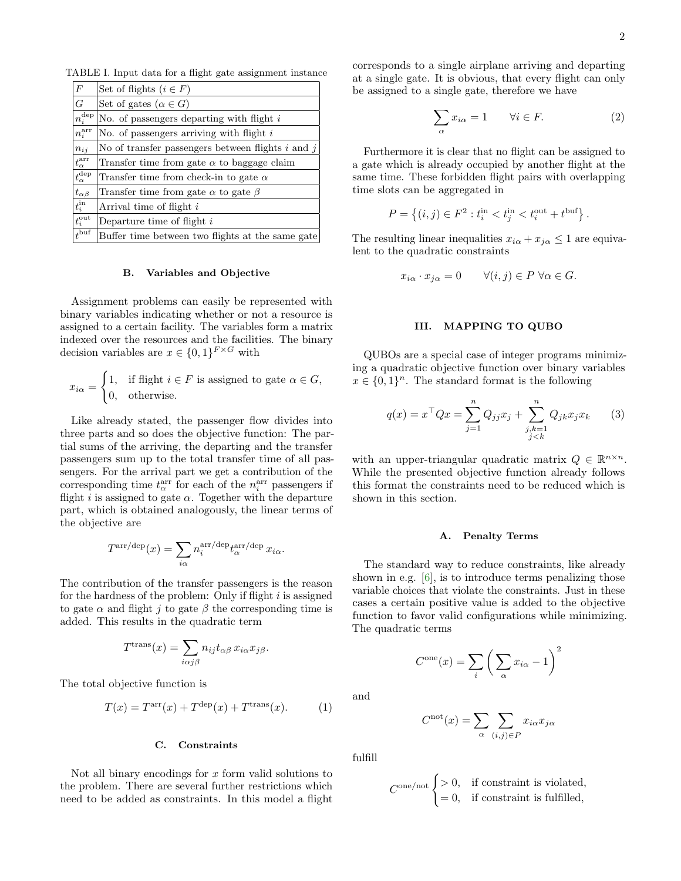TABLE I. Input data for a flight gate assignment instance

| | |
|---|---|
| $F$ | Set of flights ($i \in F$) |
| $G$ | Set of gates ($\alpha \in G$) |
| $n_i^{\text{dep}}$ | No. of passengers departing with flight $i$ |
| $n_i^{\text{arr}}$ | No. of passengers arriving with flight $i$ |
| $n_{ij}$ | No of transfer passengers between flights $i$ and $j$ |
| $t_\alpha^{\text{arr}}$ | Transfer time from gate $\alpha$ to baggage claim |
| $t_\alpha^{\text{dep}}$ | Transfer time from check-in to gate $\alpha$ |
| $t_{\alpha\beta}$ | Transfer time from gate $\alpha$ to gate $\beta$ |
| $t_i^{\text{in}}$ | Arrival time of flight $i$ |
| $t_i^{\text{out}}$ | Departure time of flight $i$ |
| $t^{\text{buf}}$ | Buffer time between two flights at the same gate |

### B. Variables and Objective

Assignment problems can easily be represented with binary variables indicating whether or not a resource is assigned to a certain facility. The variables form a matrix indexed over the resources and the facilities. The binary decision variables are $x \in \{0,1\}^{F \times G}$ with

$$x_{i\alpha} = \begin{cases} 1, & \text{if flight } i \in F \text{ is assigned to gate } \alpha \in G, \\ 0, & \text{otherwise.} \end{cases}$$

Like already stated, the passenger flow divides into three parts and so does the objective function: The partial sums of the arriving, the departing and the transfer passengers sum up to the total transfer time of all passengers. For the arrival part we get a contribution of the corresponding time $t_\alpha^{\text{arr}}$ for each of the $n_i^{\text{arr}}$ passengers if flight $i$ is assigned to gate $\alpha$. Together with the departure part, which is obtained analogously, the linear terms of the objective are

$$T^{\text{arr/dep}}(x) = \sum_{i\alpha} n_i^{\text{arr/dep}} t_\alpha^{\text{arr/dep}} \, x_{i\alpha}.$$

The contribution of the transfer passengers is the reason for the hardness of the problem: Only if flight $i$ is assigned to gate $\alpha$ and flight $j$ to gate $\beta$ the corresponding time is added. This results in the quadratic term

$$T^{\text{trans}}(x) = \sum_{i\alpha j\beta} n_{ij} t_{\alpha\beta} \, x_{i\alpha} x_{j\beta}.$$

The total objective function is

$$T(x) = T^{\text{arr}}(x) + T^{\text{dep}}(x) + T^{\text{trans}}(x). \tag{1}$$

### C. Constraints

Not all binary encodings for $x$ form valid solutions to the problem. There are several further restrictions which need to be added as constraints. In this model a flight corresponds to a single airplane arriving and departing at a single gate. It is obvious, that every flight can only be assigned to a single gate, therefore we have

$$\sum_\alpha x_{i\alpha} = 1 \qquad \forall i \in F. \tag{2}$$

Furthermore it is clear that no flight can be assigned to a gate which is already occupied by another flight at the same time. These forbidden flight pairs with overlapping time slots can be aggregated in

$$P = \left\{ (i,j) \in F^2 : t_i^{\text{in}} < t_j^{\text{in}} < t_i^{\text{out}} + t^{\text{buf}} \right\}.$$

The resulting linear inequalities $x_{i\alpha} + x_{j\alpha} \leq 1$ are equivalent to the quadratic constraints

$$x_{i\alpha} \cdot x_{j\alpha} = 0 \qquad \forall (i,j) \in P \ \forall \alpha \in G.$$

## III. MAPPING TO QUBO

QUBOs are a special case of integer programs minimizing a quadratic objective function over binary variables $x \in \{0,1\}^n$. The standard format is the following

$$q(x) = x^\top Q x = \sum_{j=1}^{n} Q_{jj} x_j + \sum_{\substack{j,k=1 \\ j<k}}^{n} Q_{jk} x_j x_k \tag{3}$$

with an upper-triangular quadratic matrix $Q \in \mathbb{R}^{n \times n}$. While the presented objective function already follows this format the constraints need to be reduced which is shown in this section.

### A. Penalty Terms

The standard way to reduce constraints, like already shown in e.g. [6], is to introduce terms penalizing those variable choices that violate the constraints. Just in these cases a certain positive value is added to the objective function to favor valid configurations while minimizing. The quadratic terms

$$C^{\text{one}}(x) = \sum_i \left( \sum_\alpha x_{i\alpha} - 1 \right)^2$$

and

$$C^{\text{not}}(x) = \sum_\alpha \sum_{(i,j) \in P} x_{i\alpha} x_{j\alpha}$$

fulfill

$$C^{\text{one/not}} \begin{cases} > 0, & \text{if constraint is violated,} \\ = 0, & \text{if constraint is fulfilled,} \end{cases}$$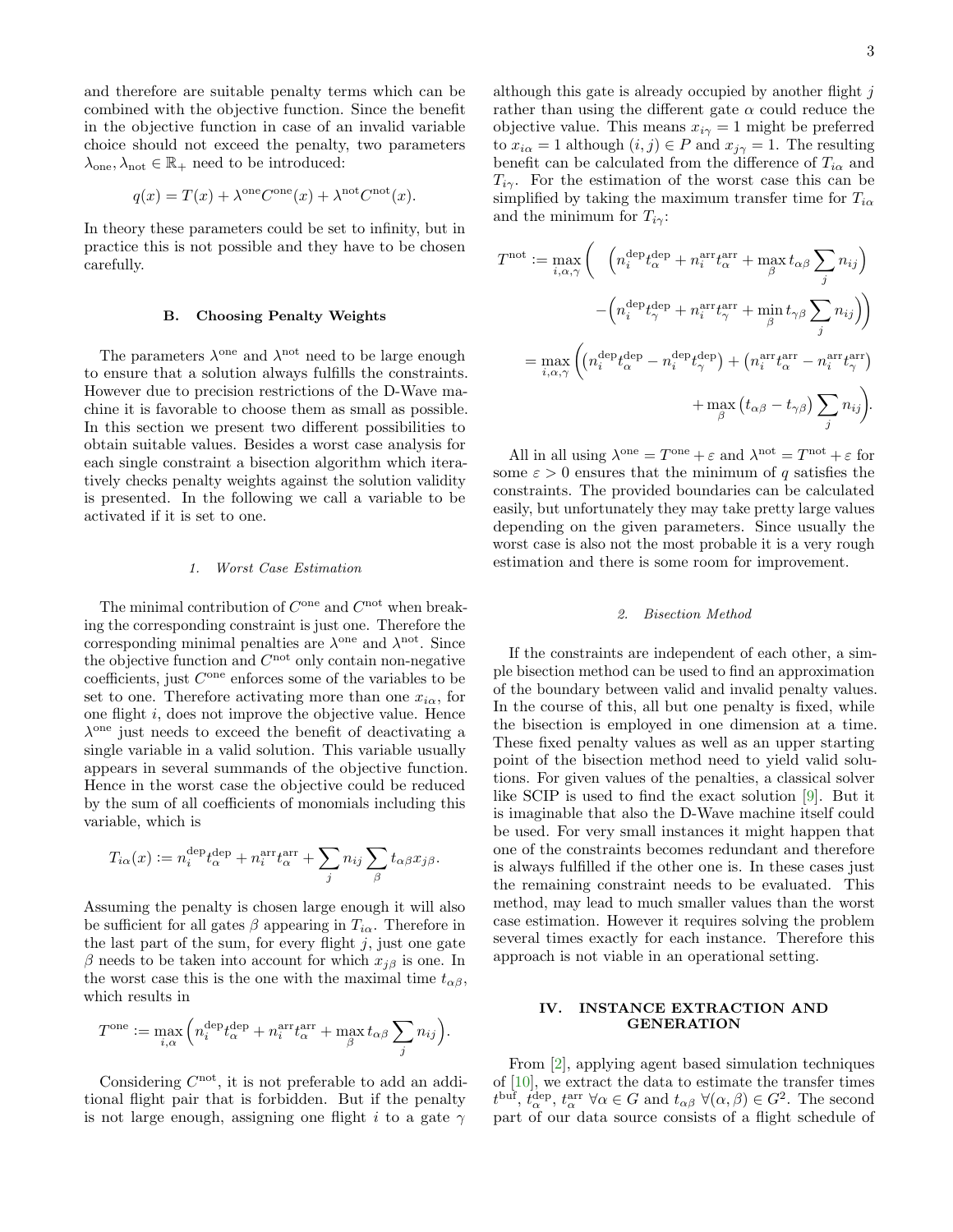and therefore are suitable penalty terms which can be combined with the objective function. Since the benefit in the objective function in case of an invalid variable choice should not exceed the penalty, two parameters $\lambda_{\text{one}}, \lambda_{\text{not}} \in \mathbb{R}_+$ need to be introduced:

$$q(x) = T(x) + \lambda^{\text{one}} C^{\text{one}}(x) + \lambda^{\text{not}} C^{\text{not}}(x).$$

In theory these parameters could be set to infinity, but in practice this is not possible and they have to be chosen carefully.

### B. Choosing Penalty Weights

The parameters $\lambda^{\text{one}}$ and $\lambda^{\text{not}}$ need to be large enough to ensure that a solution always fulfills the constraints. However due to precision restrictions of the D-Wave machine it is favorable to choose them as small as possible. In this section we present two different possibilities to obtain suitable values. Besides a worst case analysis for each single constraint a bisection algorithm which iteratively checks penalty weights against the solution validity is presented. In the following we call a variable to be activated if it is set to one.

#### 1. Worst Case Estimation

The minimal contribution of $C^{\text{one}}$ and $C^{\text{not}}$ when breaking the corresponding constraint is just one. Therefore the corresponding minimal penalties are $\lambda^{\text{one}}$ and $\lambda^{\text{not}}$. Since the objective function and $C^{\text{not}}$ only contain non-negative coefficients, just $C^{\text{one}}$ enforces some of the variables to be set to one. Therefore activating more than one $x_{i\alpha}$, for one flight $i$, does not improve the objective value. Hence $\lambda^{\text{one}}$ just needs to exceed the benefit of deactivating a single variable in a valid solution. This variable usually appears in several summands of the objective function. Hence in the worst case the objective could be reduced by the sum of all coefficients of monomials including this variable, which is

$$T_{i\alpha}(x) := n_i^{\text{dep}} t_\alpha^{\text{dep}} + n_i^{\text{arr}} t_\alpha^{\text{arr}} + \sum_j n_{ij} \sum_\beta t_{\alpha\beta} x_{j\beta}.$$

Assuming the penalty is chosen large enough it will also be sufficient for all gates $\beta$ appearing in $T_{i\alpha}$. Therefore in the last part of the sum, for every flight $j$, just one gate $\beta$ needs to be taken into account for which $x_{j\beta}$ is one. In the worst case this is the one with the maximal time $t_{\alpha\beta}$, which results in

$$T^{\text{one}} := \max_{i,\alpha} \Big( n_i^{\text{dep}} t_\alpha^{\text{dep}} + n_i^{\text{arr}} t_\alpha^{\text{arr}} + \max_\beta t_{\alpha\beta} \sum_j n_{ij} \Big).$$

Considering $C^{\text{not}}$, it is not preferable to add an additional flight pair that is forbidden. But if the penalty is not large enough, assigning one flight $i$ to a gate $\gamma$ although this gate is already occupied by another flight $j$ rather than using the different gate $\alpha$ could reduce the objective value. This means $x_{i\gamma} = 1$ might be preferred to $x_{i\alpha} = 1$ although $(i,j) \in P$ and $x_{j\gamma} = 1$. The resulting benefit can be calculated from the difference of $T_{i\alpha}$ and $T_{i\gamma}$. For the estimation of the worst case this can be simplified by taking the maximum transfer time for $T_{i\alpha}$ and the minimum for $T_{i\gamma}$:

$$\begin{aligned}
T^{\text{not}} :=& \max_{i,\alpha,\gamma} \Big( \quad \Big( n_i^{\text{dep}} t_\alpha^{\text{dep}} + n_i^{\text{arr}} t_\alpha^{\text{arr}} + \max_\beta t_{\alpha\beta} \sum_j n_{ij} \Big) \\
& \qquad - \Big( n_i^{\text{dep}} t_\gamma^{\text{dep}} + n_i^{\text{arr}} t_\gamma^{\text{arr}} + \min_\beta t_{\gamma\beta} \sum_j n_{ij} \Big) \Big) \\
=& \max_{i,\alpha,\gamma} \Big( \big( n_i^{\text{dep}} t_\alpha^{\text{dep}} - n_i^{\text{dep}} t_\gamma^{\text{dep}} \big) + \big( n_i^{\text{arr}} t_\alpha^{\text{arr}} - n_i^{\text{arr}} t_\gamma^{\text{arr}} \big) \\
& \qquad + \max_\beta \big( t_{\alpha\beta} - t_{\gamma\beta} \big) \sum_j n_{ij} \Big).
\end{aligned}$$

All in all using $\lambda^{\text{one}} = T^{\text{one}} + \varepsilon$ and $\lambda^{\text{not}} = T^{\text{not}} + \varepsilon$ for some $\varepsilon > 0$ ensures that the minimum of $q$ satisfies the constraints. The provided boundaries can be calculated easily, but unfortunately they may take pretty large values depending on the given parameters. Since usually the worst case is also not the most probable it is a very rough estimation and there is some room for improvement.

#### 2. Bisection Method

If the constraints are independent of each other, a simple bisection method can be used to find an approximation of the boundary between valid and invalid penalty values. In the course of this, all but one penalty is fixed, while the bisection is employed in one dimension at a time. These fixed penalty values as well as an upper starting point of the bisection method need to yield valid solutions. For given values of the penalties, a classical solver like SCIP is used to find the exact solution [9]. But it is imaginable that also the D-Wave machine itself could be used. For very small instances it might happen that one of the constraints becomes redundant and therefore is always fulfilled if the other one is. In these cases just the remaining constraint needs to be evaluated. This method, may lead to much smaller values than the worst case estimation. However it requires solving the problem several times exactly for each instance. Therefore this approach is not viable in an operational setting.

## IV. INSTANCE EXTRACTION AND GENERATION

From [2], applying agent based simulation techniques of [10], we extract the data to estimate the transfer times $t^{\text{buf}}$, $t_\alpha^{\text{dep}}$, $t_\alpha^{\text{arr}}$ $\forall \alpha \in G$ and $t_{\alpha\beta}$ $\forall (\alpha, \beta) \in G^2$. The second part of our data source consists of a flight schedule of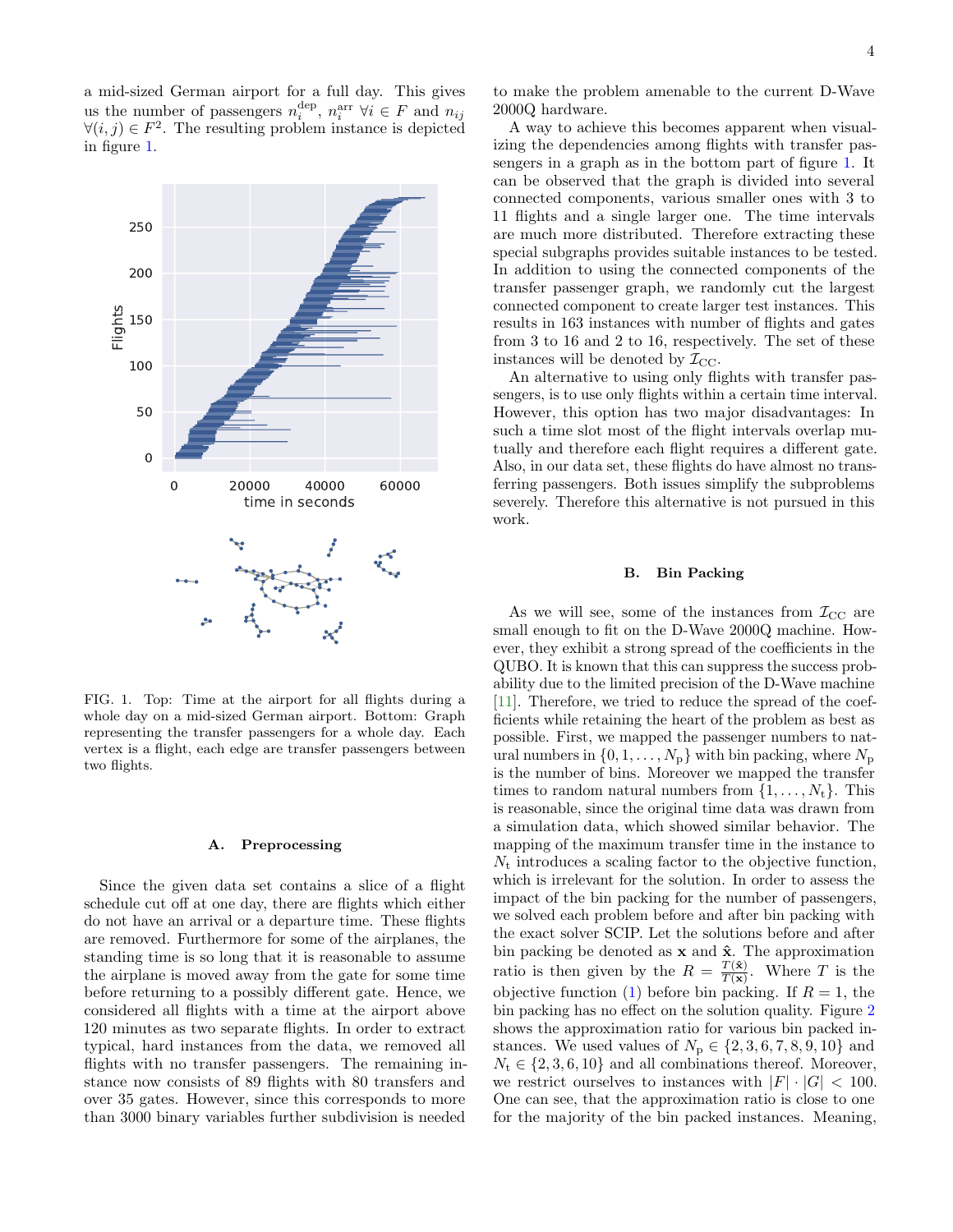a mid-sized German airport for a full day. This gives us the number of passengers $n_i^{\text{dep}}$, $n_i^{\text{arr}}$ $\forall i \in F$ and $n_{ij}$ $\forall (i,j) \in F^2$. The resulting problem instance is depicted in figure 1.

FIG. 1. Top: Time at the airport for all flights during a whole day on a mid-sized German airport. Bottom: Graph representing the transfer passengers for a whole day. Each vertex is a flight, each edge are transfer passengers between two flights.

### A. Preprocessing

Since the given data set contains a slice of a flight schedule cut off at one day, there are flights which either do not have an arrival or a departure time. These flights are removed. Furthermore for some of the airplanes, the standing time is so long that it is reasonable to assume the airplane is moved away from the gate for some time before returning to a possibly different gate. Hence, we considered all flights with a time at the airport above 120 minutes as two separate flights. In order to extract typical, hard instances from the data, we removed all flights with no transfer passengers. The remaining instance now consists of 89 flights with 80 transfers and over 35 gates. However, since this corresponds to more than 3000 binary variables further subdivision is needed to make the problem amenable to the current D-Wave 2000Q hardware.

A way to achieve this becomes apparent when visualizing the dependencies among flights with transfer passengers in a graph as in the bottom part of figure 1. It can be observed that the graph is divided into several connected components, various smaller ones with 3 to 11 flights and a single larger one. The time intervals are much more distributed. Therefore extracting these special subgraphs provides suitable instances to be tested. In addition to using the connected components of the transfer passenger graph, we randomly cut the largest connected component to create larger test instances. This results in 163 instances with number of flights and gates from 3 to 16 and 2 to 16, respectively. The set of these instances will be denoted by $\mathcal{I}_{\text{CC}}$.

An alternative to using only flights with transfer passengers, is to use only flights within a certain time interval. However, this option has two major disadvantages: In such a time slot most of the flight intervals overlap mutually and therefore each flight requires a different gate. Also, in our data set, these flights do have almost no transferring passengers. Both issues simplify the subproblems severely. Therefore this alternative is not pursued in this work.

### B. Bin Packing

As we will see, some of the instances from $\mathcal{I}_{\text{CC}}$ are small enough to fit on the D-Wave 2000Q machine. However, they exhibit a strong spread of the coefficients in the QUBO. It is known that this can suppress the success probability due to the limited precision of the D-Wave machine [11]. Therefore, we tried to reduce the spread of the coefficients while retaining the heart of the problem as best as possible. First, we mapped the passenger numbers to natural numbers in $\{0, 1, \ldots, N_{\text{p}}\}$ with bin packing, where $N_{\text{p}}$ is the number of bins. Moreover we mapped the transfer times to random natural numbers from $\{1, \ldots, N_{\text{t}}\}$. This is reasonable, since the original time data was drawn from a simulation data, which showed similar behavior. The mapping of the maximum transfer time in the instance to $N_{\text{t}}$ introduces a scaling factor to the objective function, which is irrelevant for the solution. In order to assess the impact of the bin packing for the number of passengers, we solved each problem before and after bin packing with the exact solver SCIP. Let the solutions before and after bin packing be denoted as $\mathbf{x}$ and $\hat{\mathbf{x}}$. The approximation ratio is then given by the $R = \frac{T(\hat{\mathbf{x}})}{T(\mathbf{x})}$. Where $T$ is the objective function (1) before bin packing. If $R = 1$, the bin packing has no effect on the solution quality. Figure 2 shows the approximation ratio for various bin packed instances. We used values of $N_{\text{p}} \in \{2, 3, 6, 7, 8, 9, 10\}$ and $N_{\text{t}} \in \{2, 3, 6, 10\}$ and all combinations thereof. Moreover, we restrict ourselves to instances with $|F| \cdot |G| < 100$. One can see, that the approximation ratio is close to one for the majority of the bin packed instances. Meaning,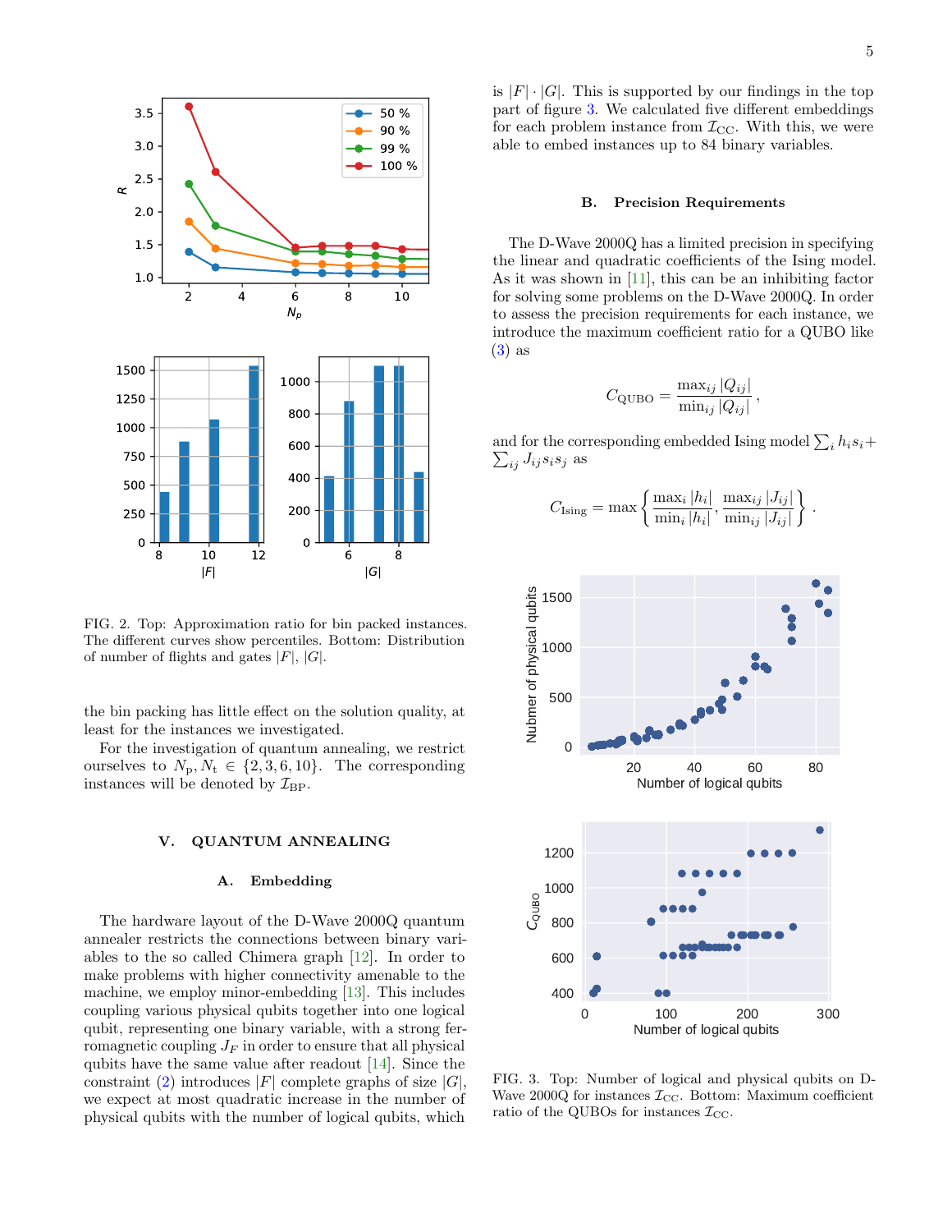FIG. 2. Top: Approximation ratio for bin packed instances. The different curves show percentiles. Bottom: Distribution of number of flights and gates $|F|$, $|G|$.

the bin packing has little effect on the solution quality, at least for the instances we investigated.

For the investigation of quantum annealing, we restrict ourselves to $N_\mathrm{p}, N_\mathrm{t} \in \{2, 3, 6, 10\}$. The corresponding instances will be denoted by $\mathcal{I}_\mathrm{BP}$.

## V. QUANTUM ANNEALING

### A. Embedding

The hardware layout of the D-Wave 2000Q quantum annealer restricts the connections between binary variables to the so called Chimera graph [12]. In order to make problems with higher connectivity amenable to the machine, we employ minor-embedding [13]. This includes coupling various physical qubits together into one logical qubit, representing one binary variable, with a strong ferromagnetic coupling $J_F$ in order to ensure that all physical qubits have the same value after readout [14]. Since the constraint (2) introduces $|F|$ complete graphs of size $|G|$, we expect at most quadratic increase in the number of physical qubits with the number of logical qubits, which is $|F| \cdot |G|$. This is supported by our findings in the top part of figure 3. We calculated five different embeddings for each problem instance from $\mathcal{I}_\mathrm{CC}$. With this, we were able to embed instances up to 84 binary variables.

### B. Precision Requirements

The D-Wave 2000Q has a limited precision in specifying the linear and quadratic coefficients of the Ising model. As it was shown in [11], this can be an inhibiting factor for solving some problems on the D-Wave 2000Q. In order to assess the precision requirements for each instance, we introduce the maximum coefficient ratio for a QUBO like (3) as

$$C_\mathrm{QUBO} = \frac{\max_{ij} |Q_{ij}|}{\min_{ij} |Q_{ij}|},$$

and for the corresponding embedded Ising model $\sum_i h_i s_i + \sum_{ij} J_{ij} s_i s_j$ as

$$C_\mathrm{Ising} = \max \left\{ \frac{\max_i |h_i|}{\min_i |h_i|}, \frac{\max_{ij} |J_{ij}|}{\min_{ij} |J_{ij}|} \right\}.$$

FIG. 3. Top: Number of logical and physical qubits on D-Wave 2000Q for instances $\mathcal{I}_\mathrm{CC}$. Bottom: Maximum coefficient ratio of the QUBOs for instances $\mathcal{I}_\mathrm{CC}$.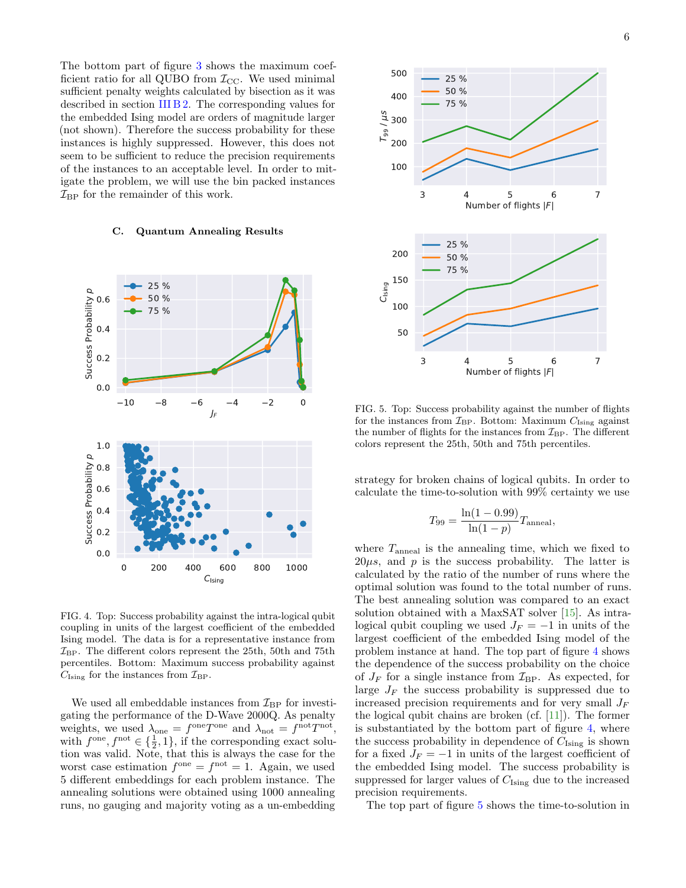The bottom part of figure 3 shows the maximum coefficient ratio for all QUBO from $\mathcal{I}_{\text{CC}}$. We used minimal sufficient penalty weights calculated by bisection as it was described in section III B 2. The corresponding values for the embedded Ising model are orders of magnitude larger (not shown). Therefore the success probability for these instances is highly suppressed. However, this does not seem to be sufficient to reduce the precision requirements of the instances to an acceptable level. In order to mitigate the problem, we will use the bin packed instances $\mathcal{I}_{\text{BP}}$ for the remainder of this work.

### C. Quantum Annealing Results

FIG. 4. Top: Success probability against the intra-logical qubit coupling in units of the largest coefficient of the embedded Ising model. The data is for a representative instance from $\mathcal{I}_{\text{BP}}$. The different colors represent the 25th, 50th and 75th percentiles. Bottom: Maximum success probability against $C_{\text{Ising}}$ for the instances from $\mathcal{I}_{\text{BP}}$.

We used all embeddable instances from $\mathcal{I}_{\text{BP}}$ for investigating the performance of the D-Wave 2000Q. As penalty weights, we used $\lambda_{\text{one}} = f^{\text{one}} T^{\text{one}}$ and $\lambda_{\text{not}} = f^{\text{not}} T^{\text{not}}$, with $f^{\text{one}}, f^{\text{not}} \in \{\frac{1}{2}, 1\}$, if the corresponding exact solution was valid. Note, that this is always the case for the worst case estimation $f^{\text{one}} = f^{\text{not}} = 1$. Again, we used 5 different embeddings for each problem instance. The annealing solutions were obtained using 1000 annealing runs, no gauging and majority voting as a un-embedding strategy for broken chains of logical qubits. In order to calculate the time-to-solution with 99% certainty we use

$$T_{99} = \frac{\ln(1 - 0.99)}{\ln(1 - p)} T_{\text{anneal}},$$

where $T_{\text{anneal}}$ is the annealing time, which we fixed to $20\mu s$, and $p$ is the success probability. The latter is calculated by the ratio of the number of runs where the optimal solution was found to the total number of runs. The best annealing solution was compared to an exact solution obtained with a MaxSAT solver [15]. As intra-logical qubit coupling we used $J_F = -1$ in units of the largest coefficient of the embedded Ising model of the problem instance at hand. The top part of figure 4 shows the dependence of the success probability on the choice of $J_F$ for a single instance from $\mathcal{I}_{\text{BP}}$. As expected, for large $J_F$ the success probability is suppressed due to increased precision requirements and for very small $J_F$ the logical qubit chains are broken (cf. [11]). The former is substantiated by the bottom part of figure 4, where the success probability in dependence of $C_{\text{Ising}}$ is shown for a fixed $J_F = -1$ in units of the largest coefficient of the embedded Ising model. The success probability is suppressed for larger values of $C_{\text{Ising}}$ due to the increased precision requirements.

FIG. 5. Top: Success probability against the number of flights for the instances from $\mathcal{I}_{\text{BP}}$. Bottom: Maximum $C_{\text{Ising}}$ against the number of flights for the instances from $\mathcal{I}_{\text{BP}}$. The different colors represent the 25th, 50th and 75th percentiles.

The top part of figure 5 shows the time-to-solution in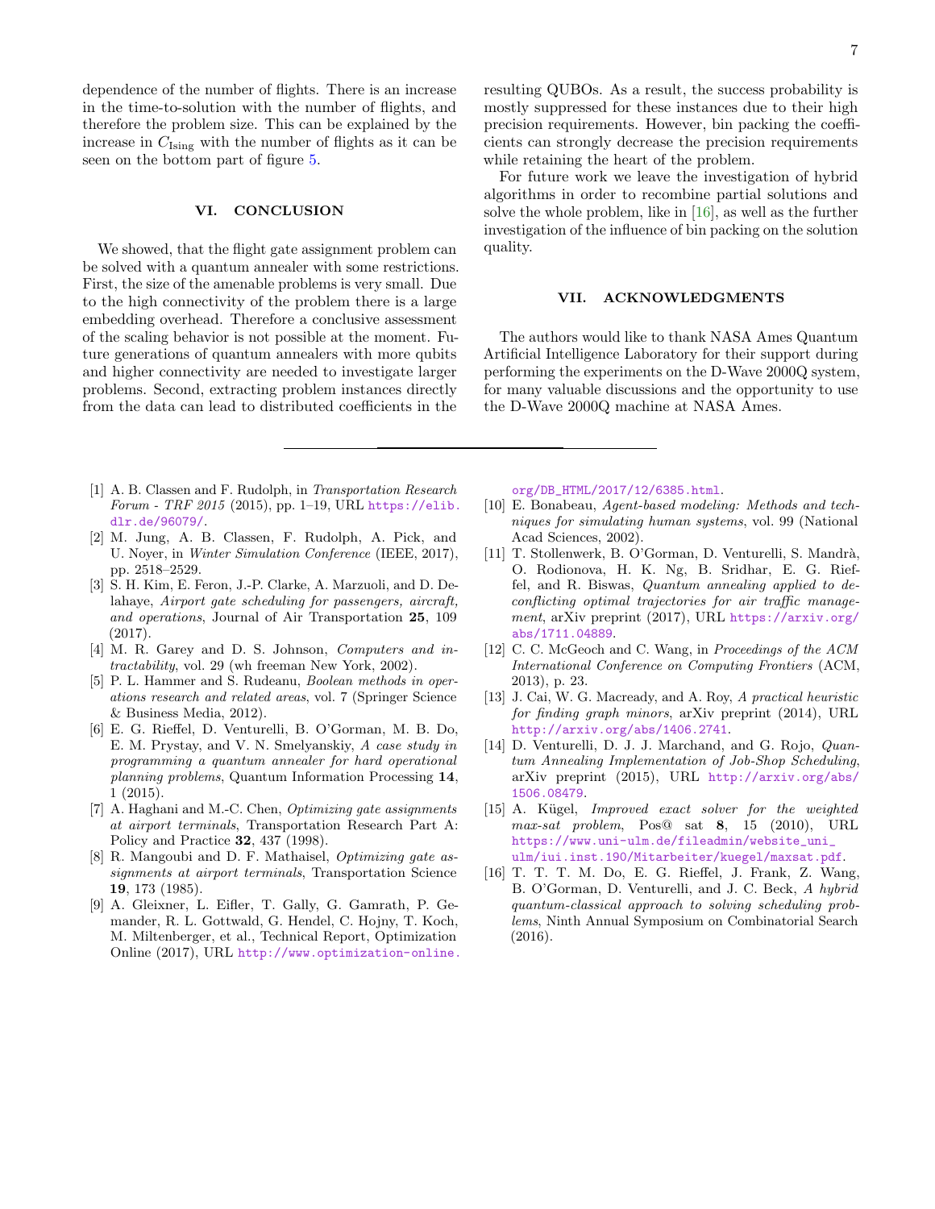dependence of the number of flights. There is an increase in the time-to-solution with the number of flights, and therefore the problem size. This can be explained by the increase in $C_{\mathrm{Ising}}$ with the number of flights as it can be seen on the bottom part of figure 5.

## VI. CONCLUSION

We showed, that the flight gate assignment problem can be solved with a quantum annealer with some restrictions. First, the size of the amenable problems is very small. Due to the high connectivity of the problem there is a large embedding overhead. Therefore a conclusive assessment of the scaling behavior is not possible at the moment. Future generations of quantum annealers with more qubits and higher connectivity are needed to investigate larger problems. Second, extracting problem instances directly from the data can lead to distributed coefficients in the resulting QUBOs. As a result, the success probability is mostly suppressed for these instances due to their high precision requirements. However, bin packing the coefficients can strongly decrease the precision requirements while retaining the heart of the problem.

For future work we leave the investigation of hybrid algorithms in order to recombine partial solutions and solve the whole problem, like in [16], as well as the further investigation of the influence of bin packing on the solution quality.

## VII. ACKNOWLEDGMENTS

The authors would like to thank NASA Ames Quantum Artificial Intelligence Laboratory for their support during performing the experiments on the D-Wave 2000Q system, for many valuable discussions and the opportunity to use the D-Wave 2000Q machine at NASA Ames.

---

[1] A. B. Classen and F. Rudolph, in *Transportation Research Forum - TRF 2015* (2015), pp. 1–19, URL https://elib.dlr.de/96079/.

[2] M. Jung, A. B. Classen, F. Rudolph, A. Pick, and U. Noyer, in *Winter Simulation Conference* (IEEE, 2017), pp. 2518–2529.

[3] S. H. Kim, E. Feron, J.-P. Clarke, A. Marzuoli, and D. Delahaye, *Airport gate scheduling for passengers, aircraft, and operations*, Journal of Air Transportation **25**, 109 (2017).

[4] M. R. Garey and D. S. Johnson, *Computers and intractability*, vol. 29 (wh freeman New York, 2002).

[5] P. L. Hammer and S. Rudeanu, *Boolean methods in operations research and related areas*, vol. 7 (Springer Science & Business Media, 2012).

[6] E. G. Rieffel, D. Venturelli, B. O'Gorman, M. B. Do, E. M. Prystay, and V. N. Smelyanskiy, *A case study in programming a quantum annealer for hard operational planning problems*, Quantum Information Processing **14**, 1 (2015).

[7] A. Haghani and M.-C. Chen, *Optimizing gate assignments at airport terminals*, Transportation Research Part A: Policy and Practice **32**, 437 (1998).

[8] R. Mangoubi and D. F. Mathaisel, *Optimizing gate assignments at airport terminals*, Transportation Science **19**, 173 (1985).

[9] A. Gleixner, L. Eifler, T. Gally, G. Gamrath, P. Gemander, R. L. Gottwald, G. Hendel, C. Hojny, T. Koch, M. Miltenberger, et al., Technical Report, Optimization Online (2017), URL http://www.optimization-online.org/DB_HTML/2017/12/6385.html.

[10] E. Bonabeau, *Agent-based modeling: Methods and techniques for simulating human systems*, vol. 99 (National Acad Sciences, 2002).

[11] T. Stollenwerk, B. O'Gorman, D. Venturelli, S. Mandrà, O. Rodionova, H. K. Ng, B. Sridhar, E. G. Rieffel, and R. Biswas, *Quantum annealing applied to de-conflicting optimal trajectories for air traffic management*, arXiv preprint (2017), URL https://arxiv.org/abs/1711.04889.

[12] C. C. McGeoch and C. Wang, in *Proceedings of the ACM International Conference on Computing Frontiers* (ACM, 2013), p. 23.

[13] J. Cai, W. G. Macready, and A. Roy, *A practical heuristic for finding graph minors*, arXiv preprint (2014), URL http://arxiv.org/abs/1406.2741.

[14] D. Venturelli, D. J. J. Marchand, and G. Rojo, *Quantum Annealing Implementation of Job-Shop Scheduling*, arXiv preprint (2015), URL http://arxiv.org/abs/1506.08479.

[15] A. Kügel, *Improved exact solver for the weighted max-sat problem*, Pos@ sat **8**, 15 (2010), URL https://www.uni-ulm.de/fileadmin/website_uni_ulm/iui.inst.190/Mitarbeiter/kuegel/maxsat.pdf.

[16] T. T. T. M. Do, E. G. Rieffel, J. Frank, Z. Wang, B. O'Gorman, D. Venturelli, and J. C. Beck, *A hybrid quantum-classical approach to solving scheduling problems*, Ninth Annual Symposium on Combinatorial Search (2016).